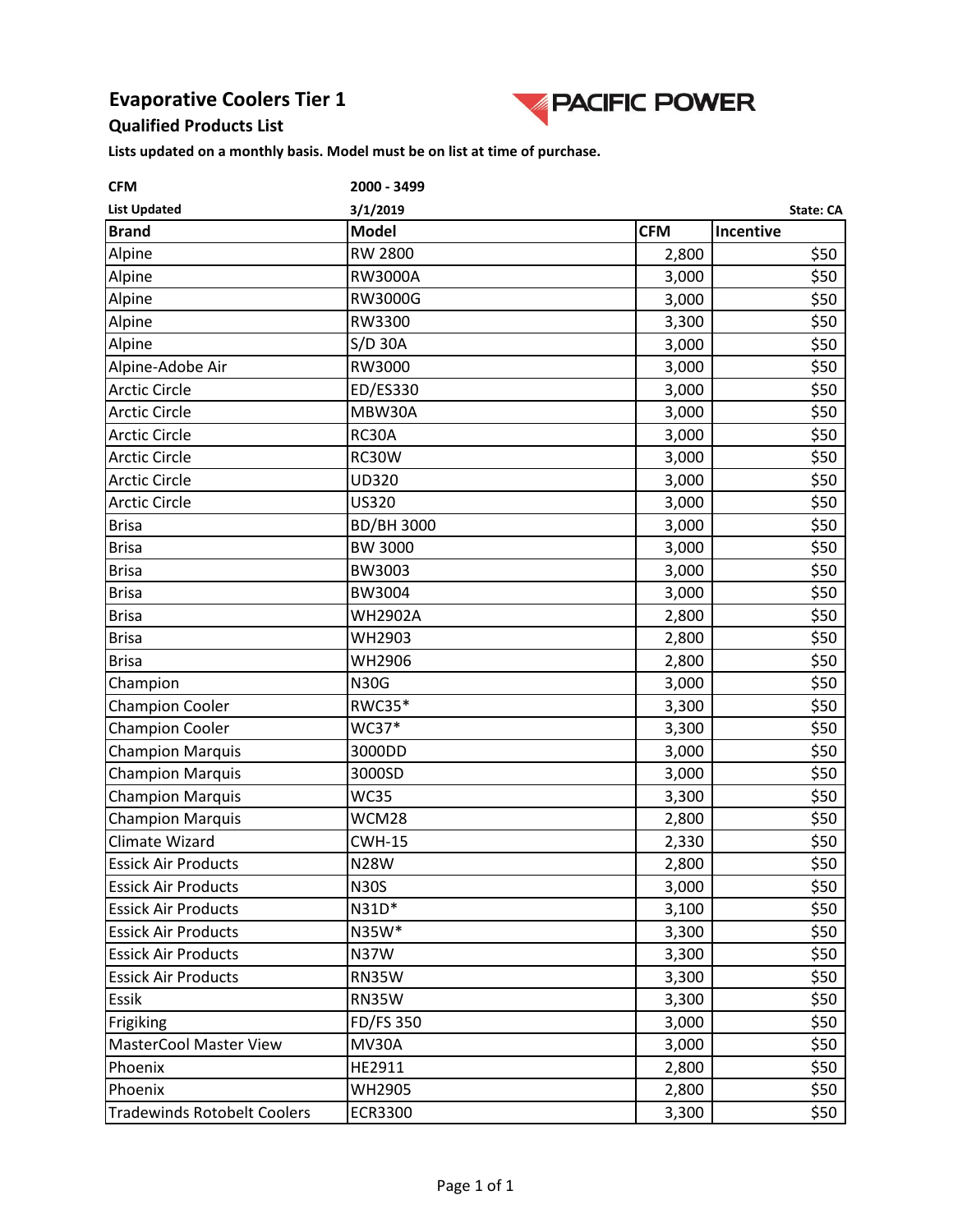# Evaporative Coolers Tier 1

## Qualified Products List

PACIFIC POWER

**Lists updated on a monthly basis. Model must be on list at time of purchase.**

**CFM** 2000 - 3499

**List Updated** 3/1/2019 **State: CA**

| Brand | Model | CFM | Incentive |
|---|---|---|---|
| Alpine | RW 2800 | 2,800 | $50 |
| Alpine | RW3000A | 3,000 | $50 |
| Alpine | RW3000G | 3,000 | $50 |
| Alpine | RW3300 | 3,300 | $50 |
| Alpine | S/D 30A | 3,000 | $50 |
| Alpine-Adobe Air | RW3000 | 3,000 | $50 |
| Arctic Circle | ED/ES330 | 3,000 | $50 |
| Arctic Circle | MBW30A | 3,000 | $50 |
| Arctic Circle | RC30A | 3,000 | $50 |
| Arctic Circle | RC30W | 3,000 | $50 |
| Arctic Circle | UD320 | 3,000 | $50 |
| Arctic Circle | US320 | 3,000 | $50 |
| Brisa | BD/BH 3000 | 3,000 | $50 |
| Brisa | BW 3000 | 3,000 | $50 |
| Brisa | BW3003 | 3,000 | $50 |
| Brisa | BW3004 | 3,000 | $50 |
| Brisa | WH2902A | 2,800 | $50 |
| Brisa | WH2903 | 2,800 | $50 |
| Brisa | WH2906 | 2,800 | $50 |
| Champion | N30G | 3,000 | $50 |
| Champion Cooler | RWC35* | 3,300 | $50 |
| Champion Cooler | WC37* | 3,300 | $50 |
| Champion Marquis | 3000DD | 3,000 | $50 |
| Champion Marquis | 3000SD | 3,000 | $50 |
| Champion Marquis | WC35 | 3,300 | $50 |
| Champion Marquis | WCM28 | 2,800 | $50 |
| Climate Wizard | CWH-15 | 2,330 | $50 |
| Essick Air Products | N28W | 2,800 | $50 |
| Essick Air Products | N30S | 3,000 | $50 |
| Essick Air Products | N31D* | 3,100 | $50 |
| Essick Air Products | N35W* | 3,300 | $50 |
| Essick Air Products | N37W | 3,300 | $50 |
| Essick Air Products | RN35W | 3,300 | $50 |
| Essik | RN35W | 3,300 | $50 |
| Frigiking | FD/FS 350 | 3,000 | $50 |
| MasterCool Master View | MV30A | 3,000 | $50 |
| Phoenix | HE2911 | 2,800 | $50 |
| Phoenix | WH2905 | 2,800 | $50 |
| Tradewinds Rotobelt Coolers | ECR3300 | 3,300 | $50 |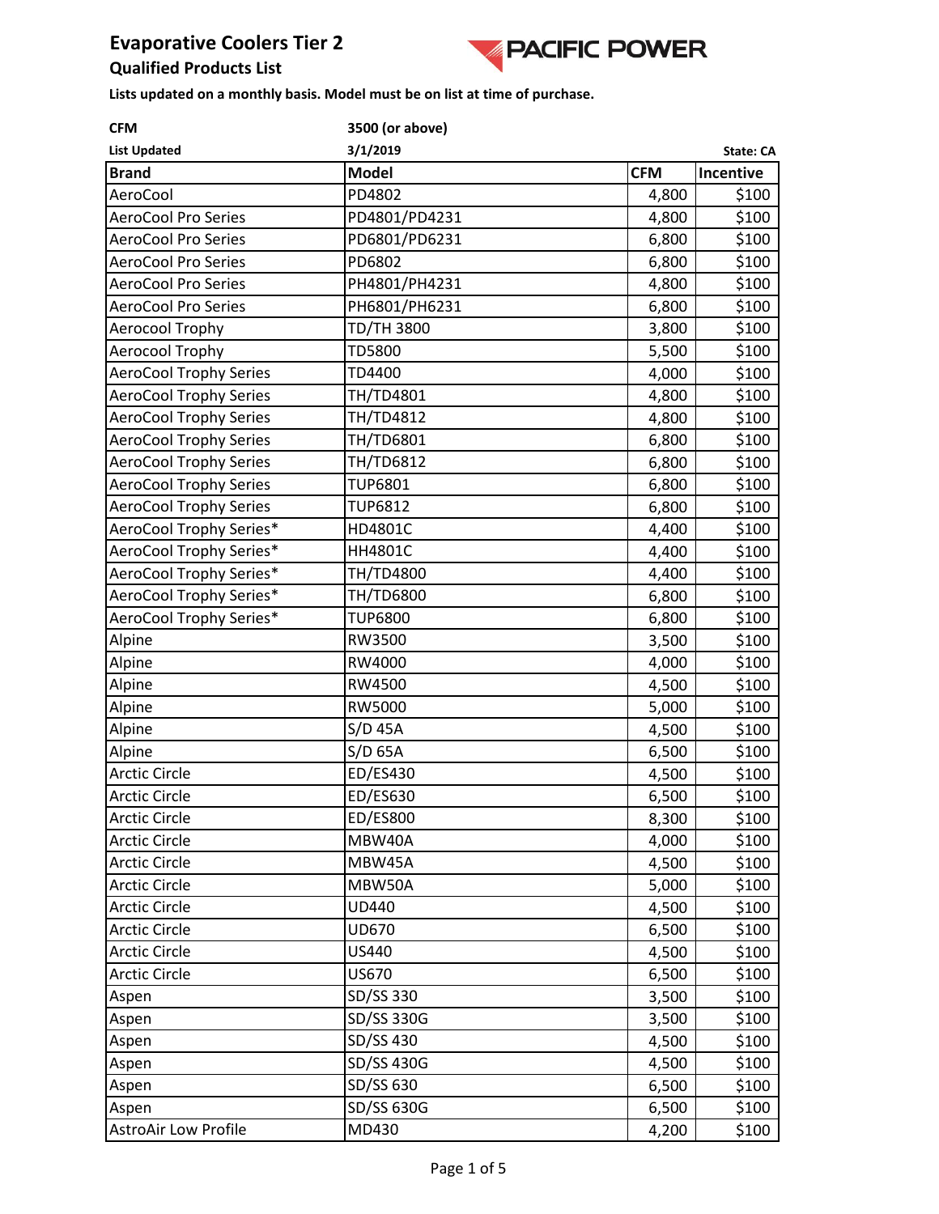# Evaporative Coolers Tier 2

## Qualified Products List

**Lists updated on a monthly basis. Model must be on list at time of purchase.**

**CFM** — **3500 (or above)**

**List Updated** — **3/1/2019** — **State: CA**

| Brand | Model | CFM | Incentive |
|---|---|---|---|
| AeroCool | PD4802 | 4,800 | $100 |
| AeroCool Pro Series | PD4801/PD4231 | 4,800 | $100 |
| AeroCool Pro Series | PD6801/PD6231 | 6,800 | $100 |
| AeroCool Pro Series | PD6802 | 6,800 | $100 |
| AeroCool Pro Series | PH4801/PH4231 | 4,800 | $100 |
| AeroCool Pro Series | PH6801/PH6231 | 6,800 | $100 |
| Aerocool Trophy | TD/TH 3800 | 3,800 | $100 |
| Aerocool Trophy | TD5800 | 5,500 | $100 |
| AeroCool Trophy Series | TD4400 | 4,000 | $100 |
| AeroCool Trophy Series | TH/TD4801 | 4,800 | $100 |
| AeroCool Trophy Series | TH/TD4812 | 4,800 | $100 |
| AeroCool Trophy Series | TH/TD6801 | 6,800 | $100 |
| AeroCool Trophy Series | TH/TD6812 | 6,800 | $100 |
| AeroCool Trophy Series | TUP6801 | 6,800 | $100 |
| AeroCool Trophy Series | TUP6812 | 6,800 | $100 |
| AeroCool Trophy Series* | HD4801C | 4,400 | $100 |
| AeroCool Trophy Series* | HH4801C | 4,400 | $100 |
| AeroCool Trophy Series* | TH/TD4800 | 4,400 | $100 |
| AeroCool Trophy Series* | TH/TD6800 | 6,800 | $100 |
| AeroCool Trophy Series* | TUP6800 | 6,800 | $100 |
| Alpine | RW3500 | 3,500 | $100 |
| Alpine | RW4000 | 4,000 | $100 |
| Alpine | RW4500 | 4,500 | $100 |
| Alpine | RW5000 | 5,000 | $100 |
| Alpine | S/D 45A | 4,500 | $100 |
| Alpine | S/D 65A | 6,500 | $100 |
| Arctic Circle | ED/ES430 | 4,500 | $100 |
| Arctic Circle | ED/ES630 | 6,500 | $100 |
| Arctic Circle | ED/ES800 | 8,300 | $100 |
| Arctic Circle | MBW40A | 4,000 | $100 |
| Arctic Circle | MBW45A | 4,500 | $100 |
| Arctic Circle | MBW50A | 5,000 | $100 |
| Arctic Circle | UD440 | 4,500 | $100 |
| Arctic Circle | UD670 | 6,500 | $100 |
| Arctic Circle | US440 | 4,500 | $100 |
| Arctic Circle | US670 | 6,500 | $100 |
| Aspen | SD/SS 330 | 3,500 | $100 |
| Aspen | SD/SS 330G | 3,500 | $100 |
| Aspen | SD/SS 430 | 4,500 | $100 |
| Aspen | SD/SS 430G | 4,500 | $100 |
| Aspen | SD/SS 630 | 6,500 | $100 |
| Aspen | SD/SS 630G | 6,500 | $100 |
| AstroAir Low Profile | MD430 | 4,200 | $100 |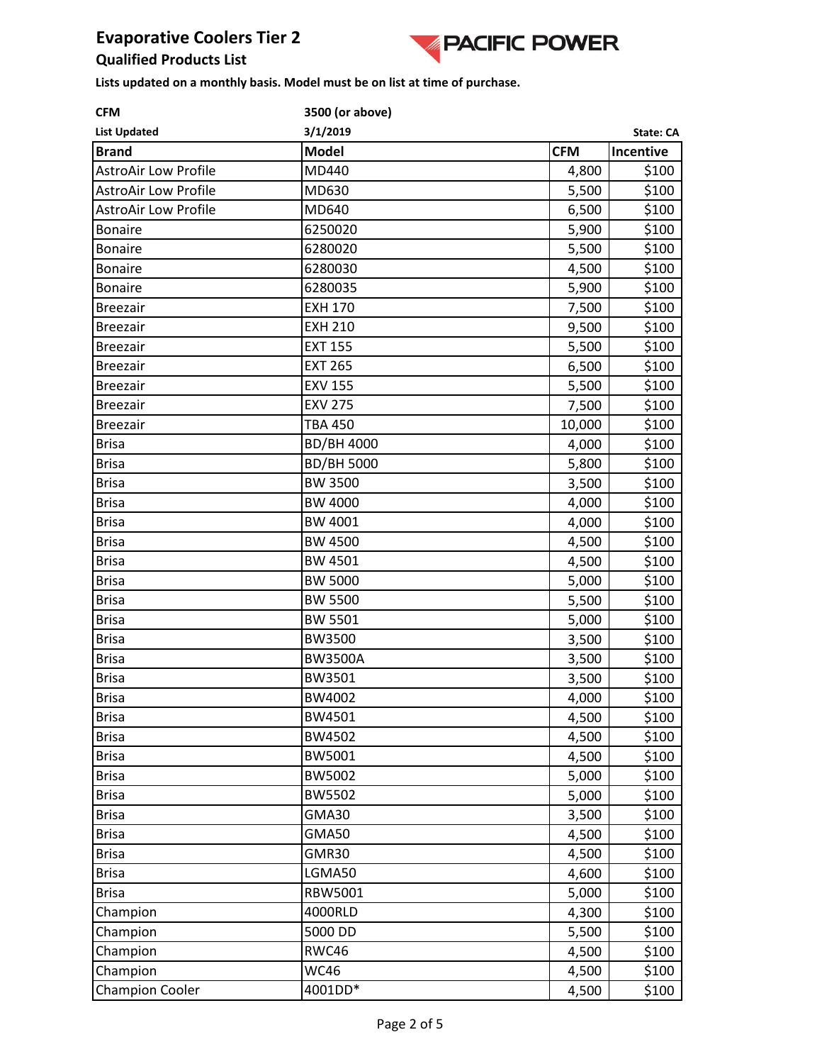# Evaporative Coolers Tier 2

## Qualified Products List

**Lists updated on a monthly basis. Model must be on list at time of purchase.**

**CFM** 3500 (or above)

**List Updated** 3/1/2019 **State: CA**

| Brand | Model | CFM | Incentive |
|---|---|---|---|
| AstroAir Low Profile | MD440 | 4,800 | $100 |
| AstroAir Low Profile | MD630 | 5,500 | $100 |
| AstroAir Low Profile | MD640 | 6,500 | $100 |
| Bonaire | 6250020 | 5,900 | $100 |
| Bonaire | 6280020 | 5,500 | $100 |
| Bonaire | 6280030 | 4,500 | $100 |
| Bonaire | 6280035 | 5,900 | $100 |
| Breezair | EXH 170 | 7,500 | $100 |
| Breezair | EXH 210 | 9,500 | $100 |
| Breezair | EXT 155 | 5,500 | $100 |
| Breezair | EXT 265 | 6,500 | $100 |
| Breezair | EXV 155 | 5,500 | $100 |
| Breezair | EXV 275 | 7,500 | $100 |
| Breezair | TBA 450 | 10,000 | $100 |
| Brisa | BD/BH 4000 | 4,000 | $100 |
| Brisa | BD/BH 5000 | 5,800 | $100 |
| Brisa | BW 3500 | 3,500 | $100 |
| Brisa | BW 4000 | 4,000 | $100 |
| Brisa | BW 4001 | 4,000 | $100 |
| Brisa | BW 4500 | 4,500 | $100 |
| Brisa | BW 4501 | 4,500 | $100 |
| Brisa | BW 5000 | 5,000 | $100 |
| Brisa | BW 5500 | 5,500 | $100 |
| Brisa | BW 5501 | 5,000 | $100 |
| Brisa | BW3500 | 3,500 | $100 |
| Brisa | BW3500A | 3,500 | $100 |
| Brisa | BW3501 | 3,500 | $100 |
| Brisa | BW4002 | 4,000 | $100 |
| Brisa | BW4501 | 4,500 | $100 |
| Brisa | BW4502 | 4,500 | $100 |
| Brisa | BW5001 | 4,500 | $100 |
| Brisa | BW5002 | 5,000 | $100 |
| Brisa | BW5502 | 5,000 | $100 |
| Brisa | GMA30 | 3,500 | $100 |
| Brisa | GMA50 | 4,500 | $100 |
| Brisa | GMR30 | 4,500 | $100 |
| Brisa | LGMA50 | 4,600 | $100 |
| Brisa | RBW5001 | 5,000 | $100 |
| Champion | 4000RLD | 4,300 | $100 |
| Champion | 5000 DD | 5,500 | $100 |
| Champion | RWC46 | 4,500 | $100 |
| Champion | WC46 | 4,500 | $100 |
| Champion Cooler | 4001DD* | 4,500 | $100 |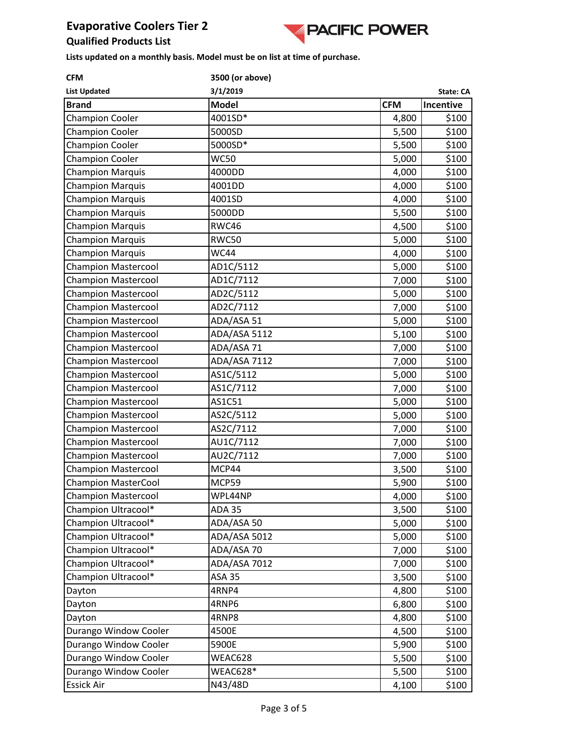# Evaporative Coolers Tier 2

## Qualified Products List

**Lists updated on a monthly basis. Model must be on list at time of purchase.**

**CFM** **3500 (or above)**

**List Updated** **3/1/2019** **State: CA**

| Brand | Model | CFM | Incentive |
|---|---|---|---|
| Champion Cooler | 4001SD* | 4,800 | $100 |
| Champion Cooler | 5000SD | 5,500 | $100 |
| Champion Cooler | 5000SD* | 5,500 | $100 |
| Champion Cooler | WC50 | 5,000 | $100 |
| Champion Marquis | 4000DD | 4,000 | $100 |
| Champion Marquis | 4001DD | 4,000 | $100 |
| Champion Marquis | 4001SD | 4,000 | $100 |
| Champion Marquis | 5000DD | 5,500 | $100 |
| Champion Marquis | RWC46 | 4,500 | $100 |
| Champion Marquis | RWC50 | 5,000 | $100 |
| Champion Marquis | WC44 | 4,000 | $100 |
| Champion Mastercool | AD1C/5112 | 5,000 | $100 |
| Champion Mastercool | AD1C/7112 | 7,000 | $100 |
| Champion Mastercool | AD2C/5112 | 5,000 | $100 |
| Champion Mastercool | AD2C/7112 | 7,000 | $100 |
| Champion Mastercool | ADA/ASA 51 | 5,000 | $100 |
| Champion Mastercool | ADA/ASA 5112 | 5,100 | $100 |
| Champion Mastercool | ADA/ASA 71 | 7,000 | $100 |
| Champion Mastercool | ADA/ASA 7112 | 7,000 | $100 |
| Champion Mastercool | AS1C/5112 | 5,000 | $100 |
| Champion Mastercool | AS1C/7112 | 7,000 | $100 |
| Champion Mastercool | AS1C51 | 5,000 | $100 |
| Champion Mastercool | AS2C/5112 | 5,000 | $100 |
| Champion Mastercool | AS2C/7112 | 7,000 | $100 |
| Champion Mastercool | AU1C/7112 | 7,000 | $100 |
| Champion Mastercool | AU2C/7112 | 7,000 | $100 |
| Champion Mastercool | MCP44 | 3,500 | $100 |
| Champion MasterCool | MCP59 | 5,900 | $100 |
| Champion Mastercool | WPL44NP | 4,000 | $100 |
| Champion Ultracool* | ADA 35 | 3,500 | $100 |
| Champion Ultracool* | ADA/ASA 50 | 5,000 | $100 |
| Champion Ultracool* | ADA/ASA 5012 | 5,000 | $100 |
| Champion Ultracool* | ADA/ASA 70 | 7,000 | $100 |
| Champion Ultracool* | ADA/ASA 7012 | 7,000 | $100 |
| Champion Ultracool* | ASA 35 | 3,500 | $100 |
| Dayton | 4RNP4 | 4,800 | $100 |
| Dayton | 4RNP6 | 6,800 | $100 |
| Dayton | 4RNP8 | 4,800 | $100 |
| Durango Window Cooler | 4500E | 4,500 | $100 |
| Durango Window Cooler | 5900E | 5,900 | $100 |
| Durango Window Cooler | WEAC628 | 5,500 | $100 |
| Durango Window Cooler | WEAC628* | 5,500 | $100 |
| Essick Air | N43/48D | 4,100 | $100 |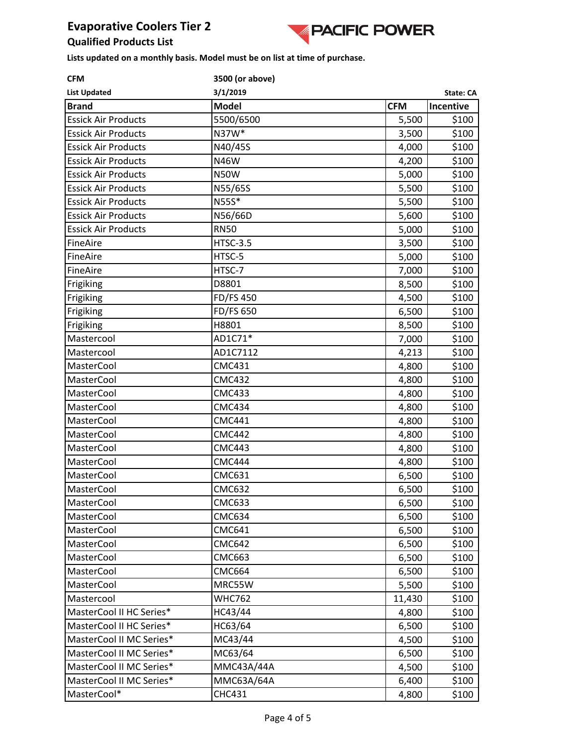# Evaporative Coolers Tier 2

## Qualified Products List

**Lists updated on a monthly basis. Model must be on list at time of purchase.**

**CFM** 3500 (or above)

**List Updated** 3/1/2019 **State: CA**

| Brand | Model | CFM | Incentive |
| --- | --- | --- | --- |
| Essick Air Products | 5500/6500 | 5,500 | $100 |
| Essick Air Products | N37W* | 3,500 | $100 |
| Essick Air Products | N40/45S | 4,000 | $100 |
| Essick Air Products | N46W | 4,200 | $100 |
| Essick Air Products | N50W | 5,000 | $100 |
| Essick Air Products | N55/65S | 5,500 | $100 |
| Essick Air Products | N55S* | 5,500 | $100 |
| Essick Air Products | N56/66D | 5,600 | $100 |
| Essick Air Products | RN50 | 5,000 | $100 |
| FineAire | HTSC-3.5 | 3,500 | $100 |
| FineAire | HTSC-5 | 5,000 | $100 |
| FineAire | HTSC-7 | 7,000 | $100 |
| Frigiking | D8801 | 8,500 | $100 |
| Frigiking | FD/FS 450 | 4,500 | $100 |
| Frigiking | FD/FS 650 | 6,500 | $100 |
| Frigiking | H8801 | 8,500 | $100 |
| Mastercool | AD1C71* | 7,000 | $100 |
| Mastercool | AD1C7112 | 4,213 | $100 |
| MasterCool | CMC431 | 4,800 | $100 |
| MasterCool | CMC432 | 4,800 | $100 |
| MasterCool | CMC433 | 4,800 | $100 |
| MasterCool | CMC434 | 4,800 | $100 |
| MasterCool | CMC441 | 4,800 | $100 |
| MasterCool | CMC442 | 4,800 | $100 |
| MasterCool | CMC443 | 4,800 | $100 |
| MasterCool | CMC444 | 4,800 | $100 |
| MasterCool | CMC631 | 6,500 | $100 |
| MasterCool | CMC632 | 6,500 | $100 |
| MasterCool | CMC633 | 6,500 | $100 |
| MasterCool | CMC634 | 6,500 | $100 |
| MasterCool | CMC641 | 6,500 | $100 |
| MasterCool | CMC642 | 6,500 | $100 |
| MasterCool | CMC663 | 6,500 | $100 |
| MasterCool | CMC664 | 6,500 | $100 |
| MasterCool | MRC55W | 5,500 | $100 |
| Mastercool | WHC762 | 11,430 | $100 |
| MasterCool II HC Series* | HC43/44 | 4,800 | $100 |
| MasterCool II HC Series* | HC63/64 | 6,500 | $100 |
| MasterCool II MC Series* | MC43/44 | 4,500 | $100 |
| MasterCool II MC Series* | MC63/64 | 6,500 | $100 |
| MasterCool II MC Series* | MMC43A/44A | 4,500 | $100 |
| MasterCool II MC Series* | MMC63A/64A | 6,400 | $100 |
| MasterCool* | CHC431 | 4,800 | $100 |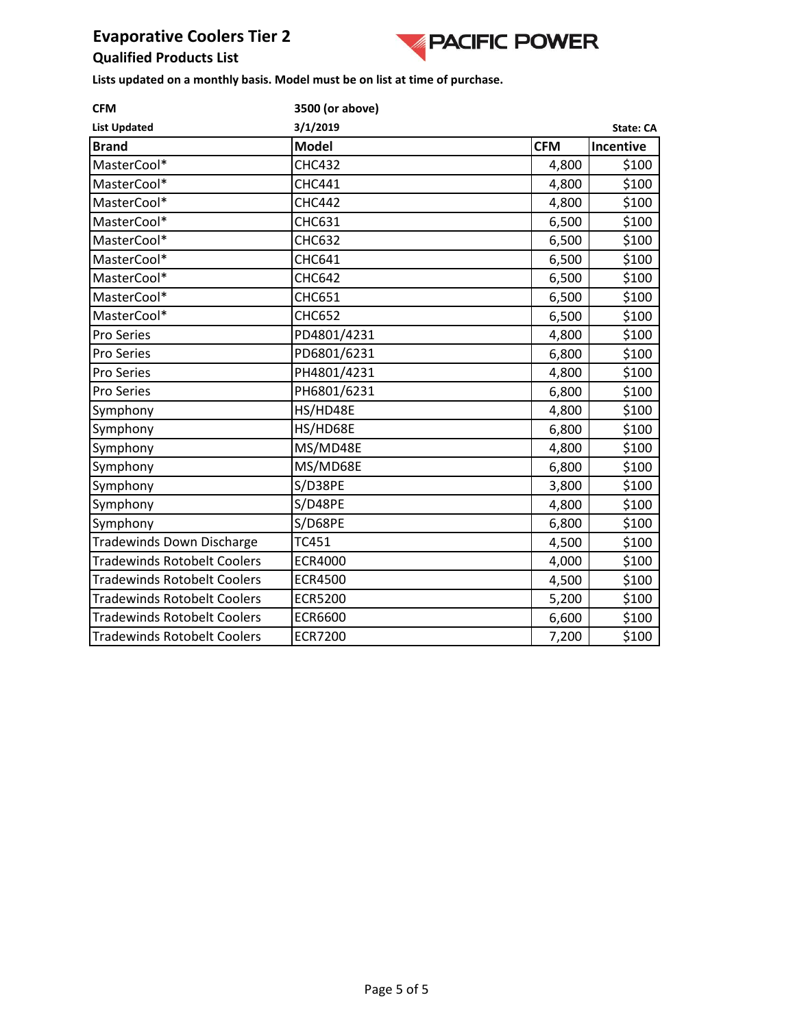# Evaporative Coolers Tier 2

## Qualified Products List

PACIFIC POWER

**Lists updated on a monthly basis. Model must be on list at time of purchase.**

**CFM** **3500 (or above)**

**List Updated** **3/1/2019** **State: CA**

| Brand | Model | CFM | Incentive |
|---|---|---|---|
| MasterCool* | CHC432 | 4,800 | $100 |
| MasterCool* | CHC441 | 4,800 | $100 |
| MasterCool* | CHC442 | 4,800 | $100 |
| MasterCool* | CHC631 | 6,500 | $100 |
| MasterCool* | CHC632 | 6,500 | $100 |
| MasterCool* | CHC641 | 6,500 | $100 |
| MasterCool* | CHC642 | 6,500 | $100 |
| MasterCool* | CHC651 | 6,500 | $100 |
| MasterCool* | CHC652 | 6,500 | $100 |
| Pro Series | PD4801/4231 | 4,800 | $100 |
| Pro Series | PD6801/6231 | 6,800 | $100 |
| Pro Series | PH4801/4231 | 4,800 | $100 |
| Pro Series | PH6801/6231 | 6,800 | $100 |
| Symphony | HS/HD48E | 4,800 | $100 |
| Symphony | HS/HD68E | 6,800 | $100 |
| Symphony | MS/MD48E | 4,800 | $100 |
| Symphony | MS/MD68E | 6,800 | $100 |
| Symphony | S/D38PE | 3,800 | $100 |
| Symphony | S/D48PE | 4,800 | $100 |
| Symphony | S/D68PE | 6,800 | $100 |
| Tradewinds Down Discharge | TC451 | 4,500 | $100 |
| Tradewinds Rotobelt Coolers | ECR4000 | 4,000 | $100 |
| Tradewinds Rotobelt Coolers | ECR4500 | 4,500 | $100 |
| Tradewinds Rotobelt Coolers | ECR5200 | 5,200 | $100 |
| Tradewinds Rotobelt Coolers | ECR6600 | 6,600 | $100 |
| Tradewinds Rotobelt Coolers | ECR7200 | 7,200 | $100 |